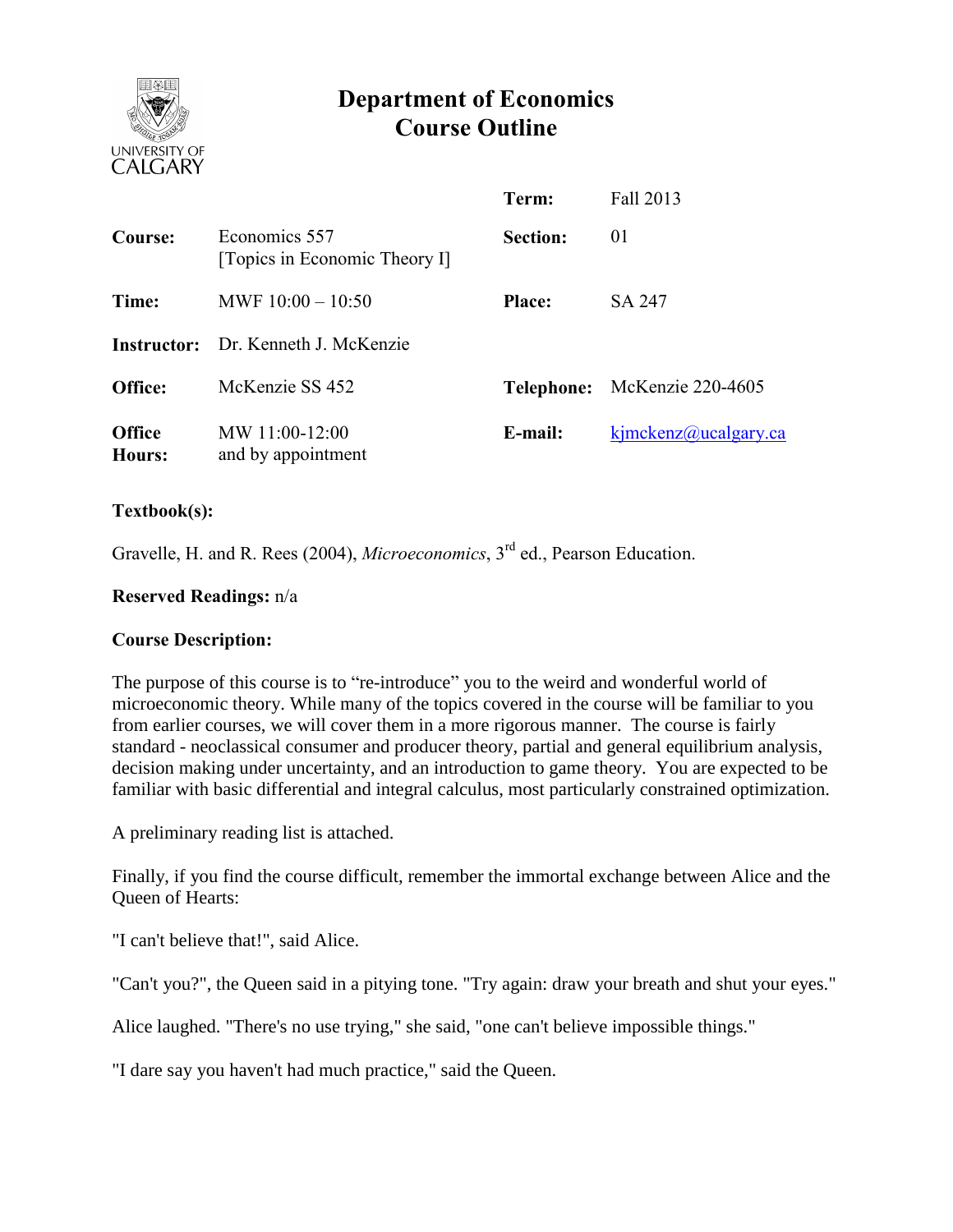# Department of Economics
# Course Outline

| | | | |
|---|---|---|---|
| | | **Term:** | Fall 2013 |
| **Course:** | Economics 557 [Topics in Economic Theory I] | **Section:** | 01 |
| **Time:** | MWF 10:00 – 10:50 | **Place:** | SA 247 |
| **Instructor:** | Dr. Kenneth J. McKenzie | | |
| **Office:** | McKenzie SS 452 | **Telephone:** | McKenzie 220-4605 |
| **Office Hours:** | MW 11:00-12:00 and by appointment | **E-mail:** | kjmckenz@ucalgary.ca |

**Textbook(s):**

Gravelle, H. and R. Rees (2004), *Microeconomics*, 3rd ed., Pearson Education.

**Reserved Readings:** n/a

**Course Description:**

The purpose of this course is to "re-introduce" you to the weird and wonderful world of microeconomic theory. While many of the topics covered in the course will be familiar to you from earlier courses, we will cover them in a more rigorous manner. The course is fairly standard - neoclassical consumer and producer theory, partial and general equilibrium analysis, decision making under uncertainty, and an introduction to game theory. You are expected to be familiar with basic differential and integral calculus, most particularly constrained optimization.

A preliminary reading list is attached.

Finally, if you find the course difficult, remember the immortal exchange between Alice and the Queen of Hearts:

"I can't believe that!", said Alice.

"Can't you?", the Queen said in a pitying tone. "Try again: draw your breath and shut your eyes."

Alice laughed. "There's no use trying," she said, "one can't believe impossible things."

"I dare say you haven't had much practice," said the Queen.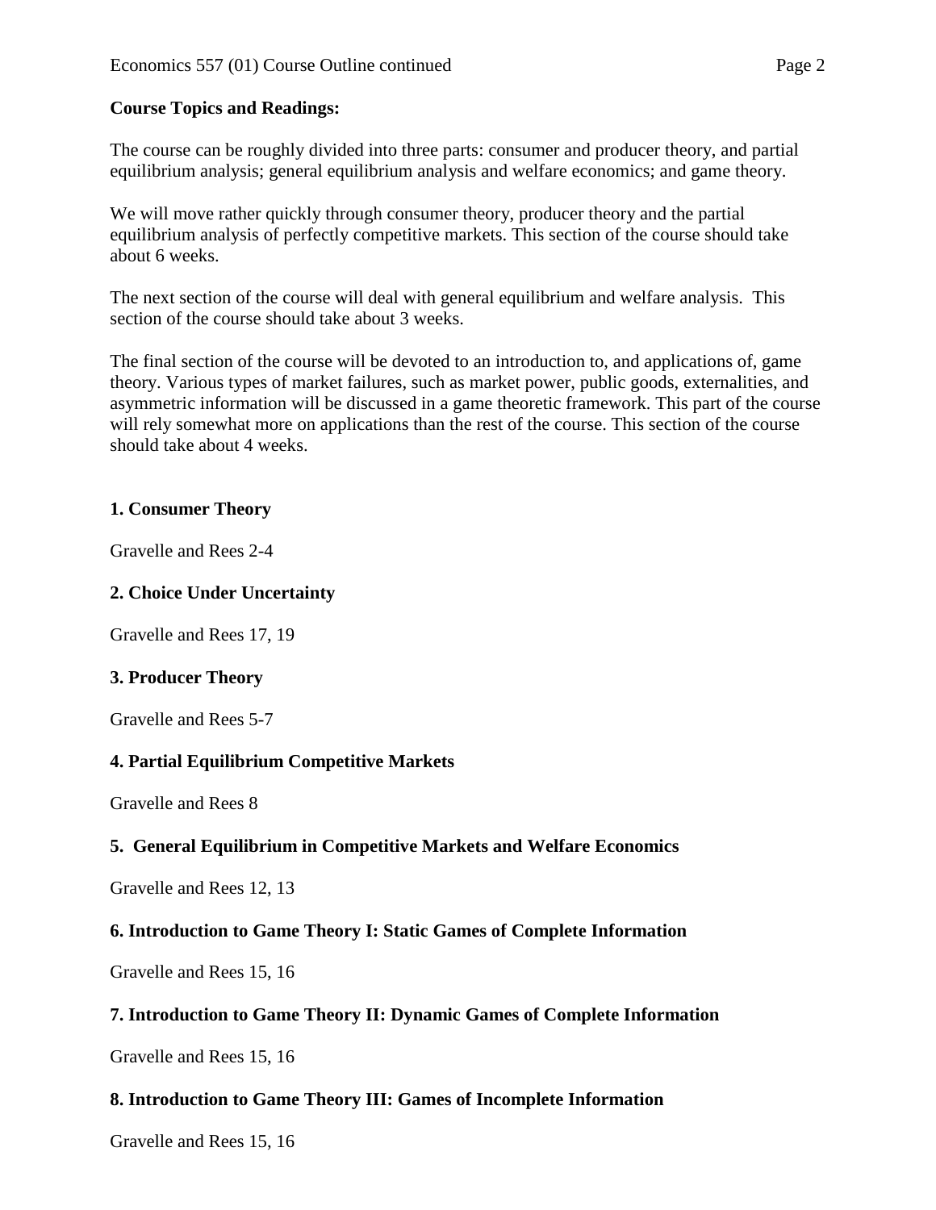**Course Topics and Readings:**

The course can be roughly divided into three parts: consumer and producer theory, and partial equilibrium analysis; general equilibrium analysis and welfare economics; and game theory.

We will move rather quickly through consumer theory, producer theory and the partial equilibrium analysis of perfectly competitive markets. This section of the course should take about 6 weeks.

The next section of the course will deal with general equilibrium and welfare analysis. This section of the course should take about 3 weeks.

The final section of the course will be devoted to an introduction to, and applications of, game theory. Various types of market failures, such as market power, public goods, externalities, and asymmetric information will be discussed in a game theoretic framework. This part of the course will rely somewhat more on applications than the rest of the course. This section of the course should take about 4 weeks.

### 1. Consumer Theory

Gravelle and Rees 2-4

### 2. Choice Under Uncertainty

Gravelle and Rees 17, 19

### 3. Producer Theory

Gravelle and Rees 5-7

### 4. Partial Equilibrium Competitive Markets

Gravelle and Rees 8

### 5. General Equilibrium in Competitive Markets and Welfare Economics

Gravelle and Rees 12, 13

### 6. Introduction to Game Theory I: Static Games of Complete Information

Gravelle and Rees 15, 16

### 7. Introduction to Game Theory II: Dynamic Games of Complete Information

Gravelle and Rees 15, 16

### 8. Introduction to Game Theory III: Games of Incomplete Information

Gravelle and Rees 15, 16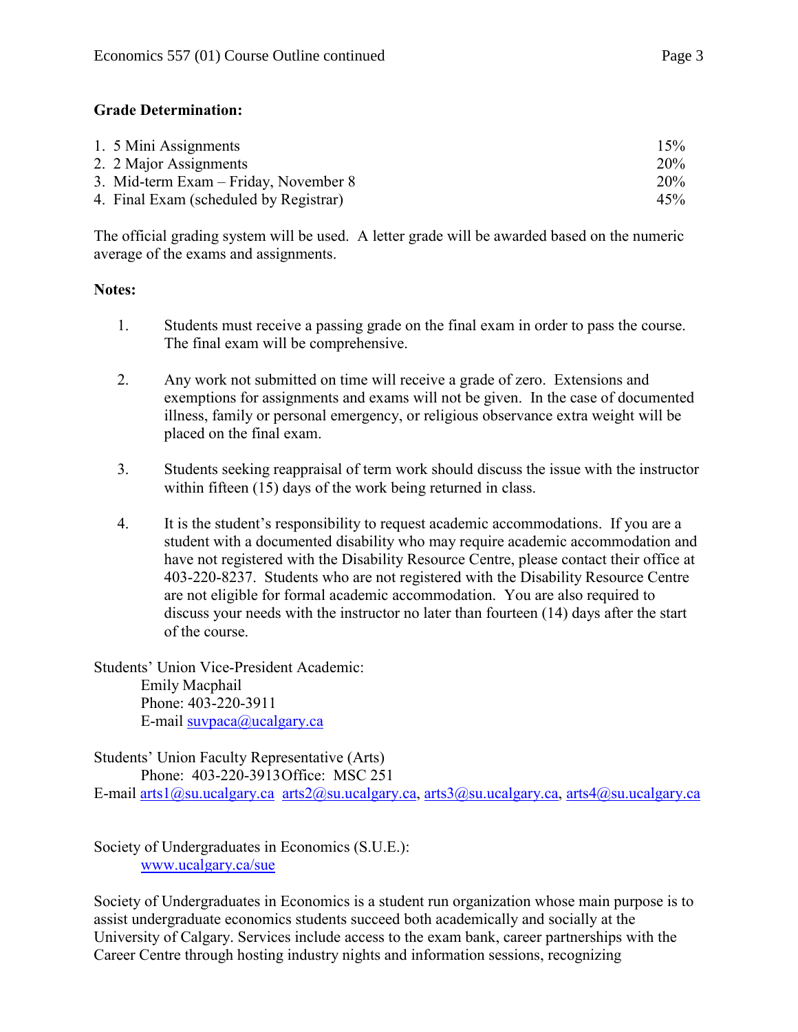**Grade Determination:**

| | |
|---|---|
| 1. 5 Mini Assignments | 15% |
| 2. 2 Major Assignments | 20% |
| 3. Mid-term Exam – Friday, November 8 | 20% |
| 4. Final Exam (scheduled by Registrar) | 45% |

The official grading system will be used. A letter grade will be awarded based on the numeric average of the exams and assignments.

**Notes:**

1. Students must receive a passing grade on the final exam in order to pass the course. The final exam will be comprehensive.

2. Any work not submitted on time will receive a grade of zero. Extensions and exemptions for assignments and exams will not be given. In the case of documented illness, family or personal emergency, or religious observance extra weight will be placed on the final exam.

3. Students seeking reappraisal of term work should discuss the issue with the instructor within fifteen (15) days of the work being returned in class.

4. It is the student's responsibility to request academic accommodations. If you are a student with a documented disability who may require academic accommodation and have not registered with the Disability Resource Centre, please contact their office at 403-220-8237. Students who are not registered with the Disability Resource Centre are not eligible for formal academic accommodation. You are also required to discuss your needs with the instructor no later than fourteen (14) days after the start of the course.

Students' Union Vice-President Academic:
Emily Macphail
Phone: 403-220-3911
E-mail suvpaca@ucalgary.ca

Students' Union Faculty Representative (Arts)
Phone: 403-220-3913 Office: MSC 251
E-mail arts1@su.ucalgary.ca arts2@su.ucalgary.ca, arts3@su.ucalgary.ca, arts4@su.ucalgary.ca

Society of Undergraduates in Economics (S.U.E.):
www.ucalgary.ca/sue

Society of Undergraduates in Economics is a student run organization whose main purpose is to assist undergraduate economics students succeed both academically and socially at the University of Calgary. Services include access to the exam bank, career partnerships with the Career Centre through hosting industry nights and information sessions, recognizing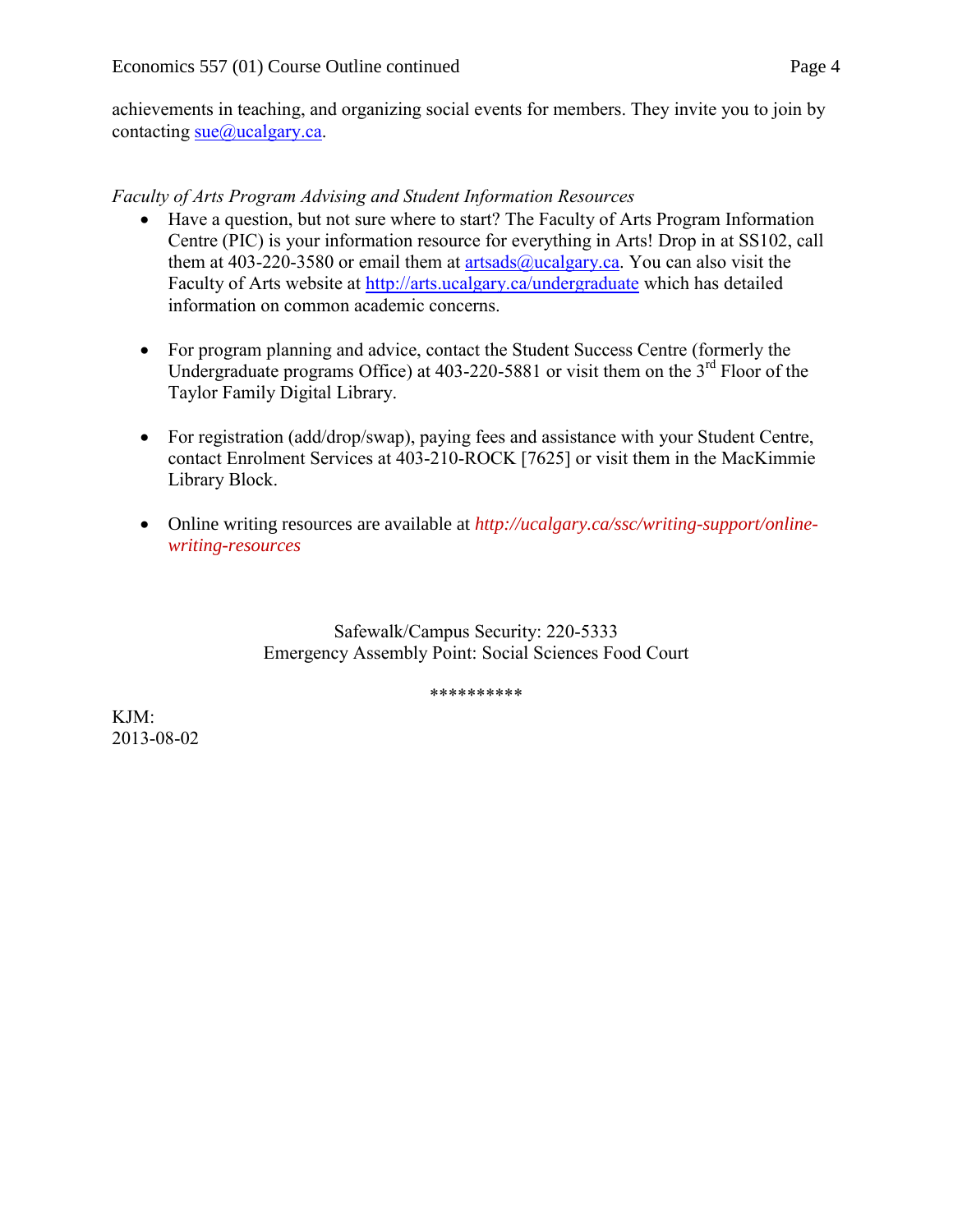achievements in teaching, and organizing social events for members. They invite you to join by contacting sue@ucalgary.ca.

*Faculty of Arts Program Advising and Student Information Resources*

- Have a question, but not sure where to start? The Faculty of Arts Program Information Centre (PIC) is your information resource for everything in Arts! Drop in at SS102, call them at 403-220-3580 or email them at artsads@ucalgary.ca. You can also visit the Faculty of Arts website at http://arts.ucalgary.ca/undergraduate which has detailed information on common academic concerns.

- For program planning and advice, contact the Student Success Centre (formerly the Undergraduate programs Office) at 403-220-5881 or visit them on the 3rd Floor of the Taylor Family Digital Library.

- For registration (add/drop/swap), paying fees and assistance with your Student Centre, contact Enrolment Services at 403-210-ROCK [7625] or visit them in the MacKimmie Library Block.

- Online writing resources are available at *http://ucalgary.ca/ssc/writing-support/online-writing-resources*

Safewalk/Campus Security: 220-5333
Emergency Assembly Point: Social Sciences Food Court

**********

KJM:
2013-08-02